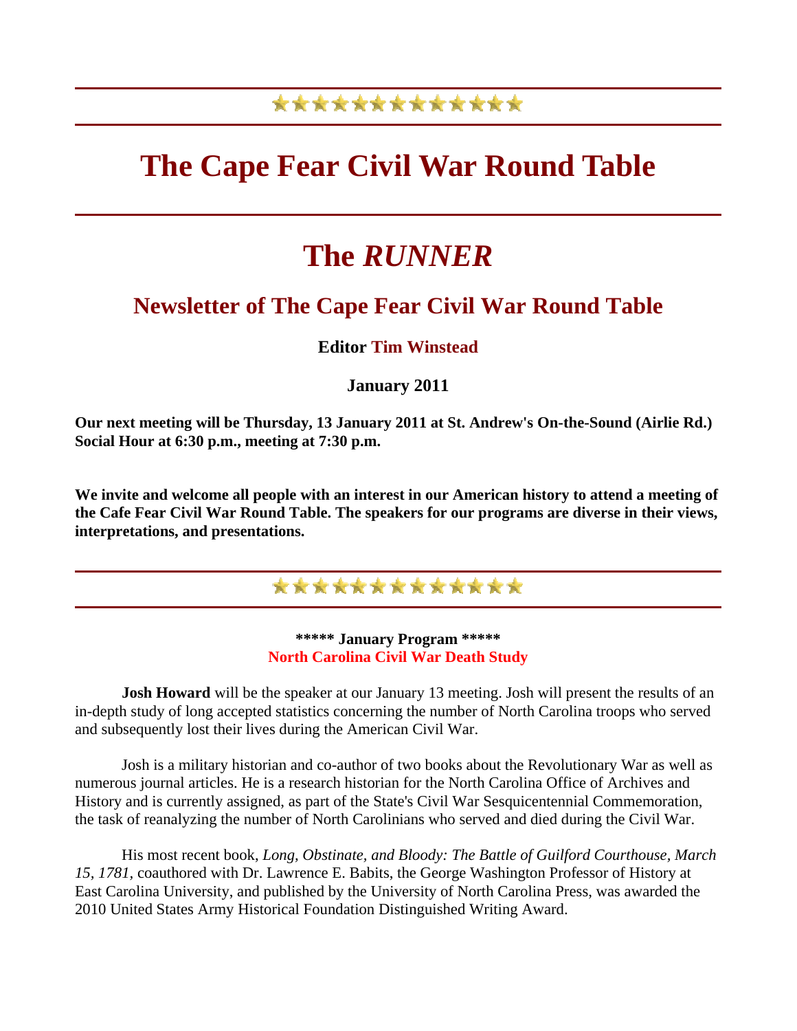# The Cape Fear Civil War Round Table

# The *RUNNER*

## Newsletter of The Cape Fear Civil War Round Table

**Editor Tim Winstead**

**January 2011**

**Our next meeting will be Thursday, 13 January 2011 at St. Andrew's On-the-Sound (Airlie Rd.) Social Hour at 6:30 p.m., meeting at 7:30 p.m.**

**We invite and welcome all people with an interest in our American history to attend a meeting of the Cafe Fear Civil War Round Table. The speakers for our programs are diverse in their views, interpretations, and presentations.**

**\*\*\*\*\* January Program \*\*\*\*\***
**North Carolina Civil War Death Study**

**Josh Howard** will be the speaker at our January 13 meeting. Josh will present the results of an in-depth study of long accepted statistics concerning the number of North Carolina troops who served and subsequently lost their lives during the American Civil War.

Josh is a military historian and co-author of two books about the Revolutionary War as well as numerous journal articles. He is a research historian for the North Carolina Office of Archives and History and is currently assigned, as part of the State's Civil War Sesquicentennial Commemoration, the task of reanalyzing the number of North Carolinians who served and died during the Civil War.

His most recent book, *Long, Obstinate, and Bloody: The Battle of Guilford Courthouse, March 15, 1781,* coauthored with Dr. Lawrence E. Babits, the George Washington Professor of History at East Carolina University, and published by the University of North Carolina Press, was awarded the 2010 United States Army Historical Foundation Distinguished Writing Award.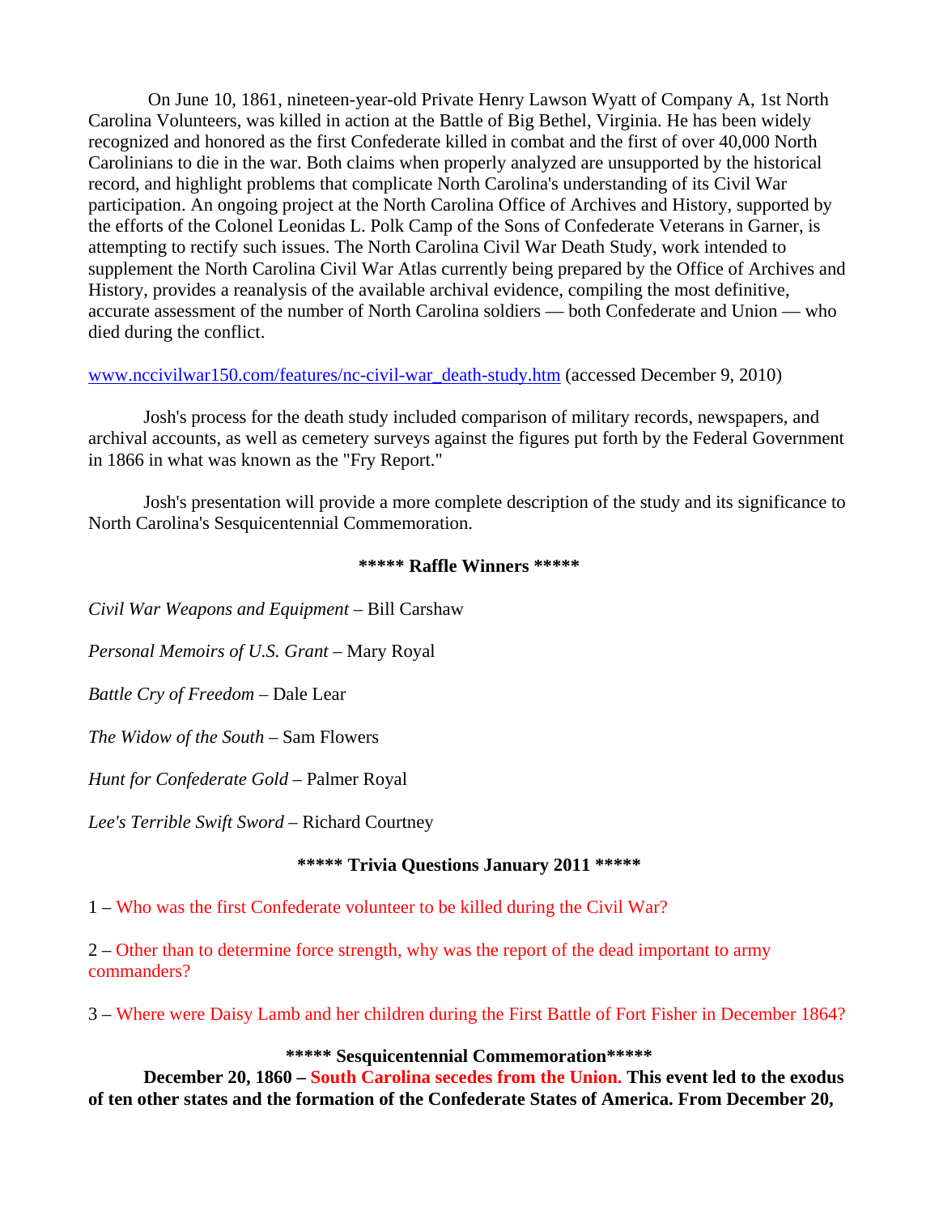On June 10, 1861, nineteen-year-old Private Henry Lawson Wyatt of Company A, 1st North Carolina Volunteers, was killed in action at the Battle of Big Bethel, Virginia. He has been widely recognized and honored as the first Confederate killed in combat and the first of over 40,000 North Carolinians to die in the war. Both claims when properly analyzed are unsupported by the historical record, and highlight problems that complicate North Carolina's understanding of its Civil War participation. An ongoing project at the North Carolina Office of Archives and History, supported by the efforts of the Colonel Leonidas L. Polk Camp of the Sons of Confederate Veterans in Garner, is attempting to rectify such issues. The North Carolina Civil War Death Study, work intended to supplement the North Carolina Civil War Atlas currently being prepared by the Office of Archives and History, provides a reanalysis of the available archival evidence, compiling the most definitive, accurate assessment of the number of North Carolina soldiers — both Confederate and Union — who died during the conflict.

www.nccivilwar150.com/features/nc-civil-war_death-study.htm (accessed December 9, 2010)

Josh's process for the death study included comparison of military records, newspapers, and archival accounts, as well as cemetery surveys against the figures put forth by the Federal Government in 1866 in what was known as the "Fry Report."

Josh's presentation will provide a more complete description of the study and its significance to North Carolina's Sesquicentennial Commemoration.

**\*\*\*\*\* Raffle Winners \*\*\*\*\***

*Civil War Weapons and Equipment* – Bill Carshaw

*Personal Memoirs of U.S. Grant* – Mary Royal

*Battle Cry of Freedom* – Dale Lear

*The Widow of the South* – Sam Flowers

*Hunt for Confederate Gold* – Palmer Royal

*Lee's Terrible Swift Sword* – Richard Courtney

**\*\*\*\*\* Trivia Questions January 2011 \*\*\*\*\***

1 – Who was the first Confederate volunteer to be killed during the Civil War?

2 – Other than to determine force strength, why was the report of the dead important to army commanders?

3 – Where were Daisy Lamb and her children during the First Battle of Fort Fisher in December 1864?

**\*\*\*\*\* Sesquicentennial Commemoration\*\*\*\*\***

**December 20, 1860 – South Carolina secedes from the Union. This event led to the exodus of ten other states and the formation of the Confederate States of America. From December 20,**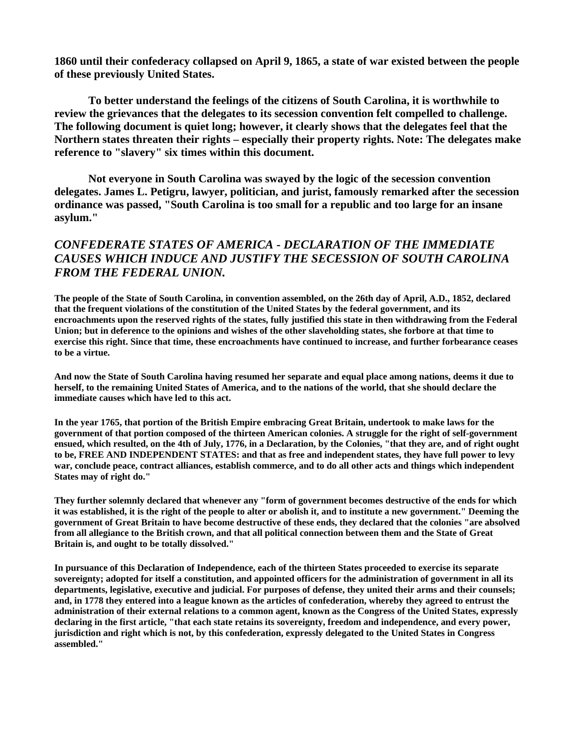**1860 until their confederacy collapsed on April 9, 1865, a state of war existed between the people of these previously United States.**

**To better understand the feelings of the citizens of South Carolina, it is worthwhile to review the grievances that the delegates to its secession convention felt compelled to challenge. The following document is quiet long; however, it clearly shows that the delegates feel that the Northern states threaten their rights – especially their property rights. Note: The delegates make reference to "slavery" six times within this document.**

**Not everyone in South Carolina was swayed by the logic of the secession convention delegates. James L. Petigru, lawyer, politician, and jurist, famously remarked after the secession ordinance was passed, "South Carolina is too small for a republic and too large for an insane asylum."**

## *CONFEDERATE STATES OF AMERICA - DECLARATION OF THE IMMEDIATE CAUSES WHICH INDUCE AND JUSTIFY THE SECESSION OF SOUTH CAROLINA FROM THE FEDERAL UNION.*

**The people of the State of South Carolina, in convention assembled, on the 26th day of April, A.D., 1852, declared that the frequent violations of the constitution of the United States by the federal government, and its encroachments upon the reserved rights of the states, fully justified this state in then withdrawing from the Federal Union; but in deference to the opinions and wishes of the other slaveholding states, she forbore at that time to exercise this right. Since that time, these encroachments have continued to increase, and further forbearance ceases to be a virtue.**

**And now the State of South Carolina having resumed her separate and equal place among nations, deems it due to herself, to the remaining United States of America, and to the nations of the world, that she should declare the immediate causes which have led to this act.**

**In the year 1765, that portion of the British Empire embracing Great Britain, undertook to make laws for the government of that portion composed of the thirteen American colonies. A struggle for the right of self-government ensued, which resulted, on the 4th of July, 1776, in a Declaration, by the Colonies, "that they are, and of right ought to be, FREE AND INDEPENDENT STATES: and that as free and independent states, they have full power to levy war, conclude peace, contract alliances, establish commerce, and to do all other acts and things which independent States may of right do."**

**They further solemnly declared that whenever any "form of government becomes destructive of the ends for which it was established, it is the right of the people to alter or abolish it, and to institute a new government." Deeming the government of Great Britain to have become destructive of these ends, they declared that the colonies "are absolved from all allegiance to the British crown, and that all political connection between them and the State of Great Britain is, and ought to be totally dissolved."**

**In pursuance of this Declaration of Independence, each of the thirteen States proceeded to exercise its separate sovereignty; adopted for itself a constitution, and appointed officers for the administration of government in all its departments, legislative, executive and judicial. For purposes of defense, they united their arms and their counsels; and, in 1778 they entered into a league known as the articles of confederation, whereby they agreed to entrust the administration of their external relations to a common agent, known as the Congress of the United States, expressly declaring in the first article, "that each state retains its sovereignty, freedom and independence, and every power, jurisdiction and right which is not, by this confederation, expressly delegated to the United States in Congress assembled."**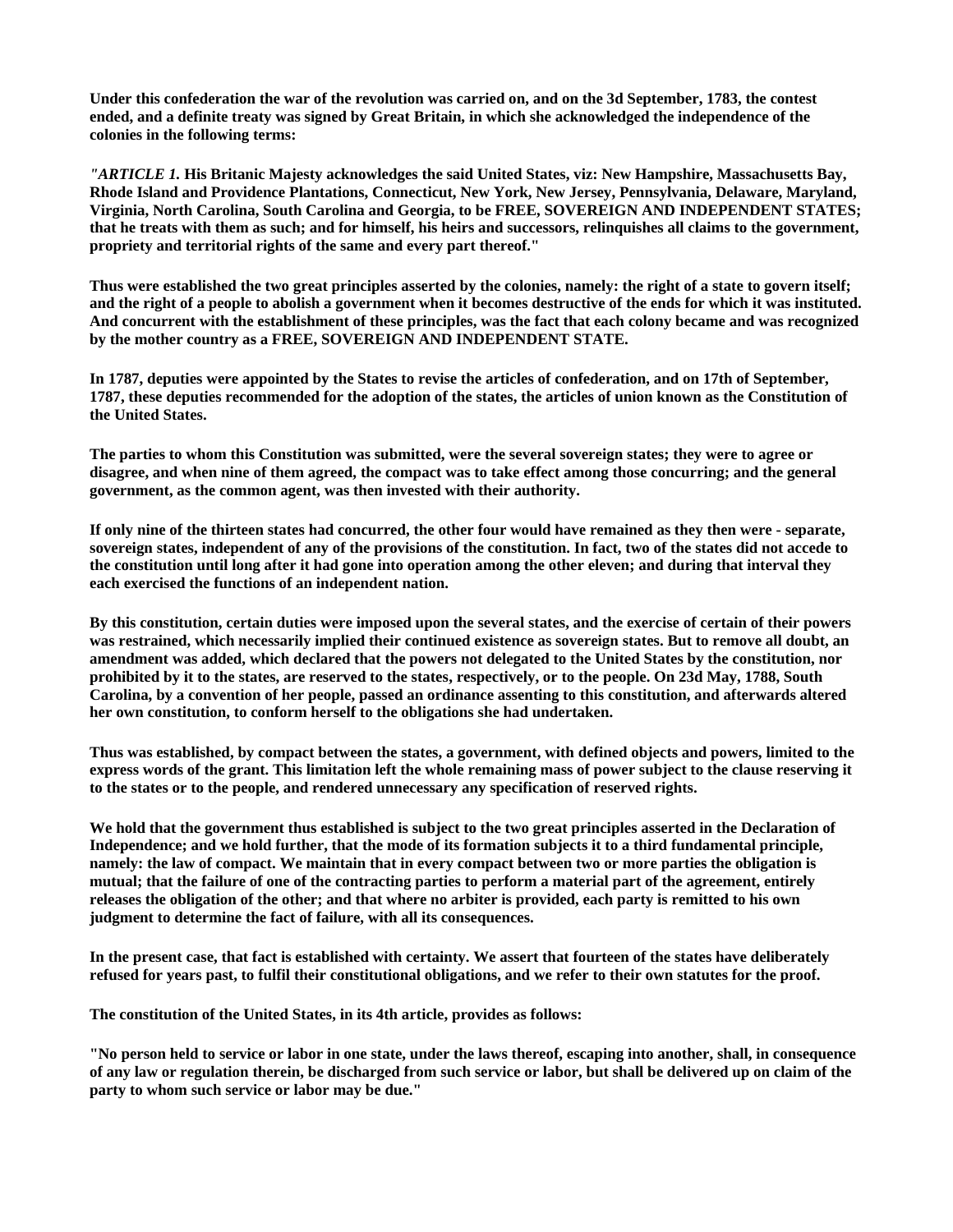**Under this confederation the war of the revolution was carried on, and on the 3d September, 1783, the contest ended, and a definite treaty was signed by Great Britain, in which she acknowledged the independence of the colonies in the following terms:**

*"ARTICLE 1.* **His Britanic Majesty acknowledges the said United States, viz: New Hampshire, Massachusetts Bay, Rhode Island and Providence Plantations, Connecticut, New York, New Jersey, Pennsylvania, Delaware, Maryland, Virginia, North Carolina, South Carolina and Georgia, to be FREE, SOVEREIGN AND INDEPENDENT STATES; that he treats with them as such; and for himself, his heirs and successors, relinquishes all claims to the government, propriety and territorial rights of the same and every part thereof."**

**Thus were established the two great principles asserted by the colonies, namely: the right of a state to govern itself; and the right of a people to abolish a government when it becomes destructive of the ends for which it was instituted. And concurrent with the establishment of these principles, was the fact that each colony became and was recognized by the mother country as a FREE, SOVEREIGN AND INDEPENDENT STATE.**

**In 1787, deputies were appointed by the States to revise the articles of confederation, and on 17th of September, 1787, these deputies recommended for the adoption of the states, the articles of union known as the Constitution of the United States.**

**The parties to whom this Constitution was submitted, were the several sovereign states; they were to agree or disagree, and when nine of them agreed, the compact was to take effect among those concurring; and the general government, as the common agent, was then invested with their authority.**

**If only nine of the thirteen states had concurred, the other four would have remained as they then were - separate, sovereign states, independent of any of the provisions of the constitution. In fact, two of the states did not accede to the constitution until long after it had gone into operation among the other eleven; and during that interval they each exercised the functions of an independent nation.**

**By this constitution, certain duties were imposed upon the several states, and the exercise of certain of their powers was restrained, which necessarily implied their continued existence as sovereign states. But to remove all doubt, an amendment was added, which declared that the powers not delegated to the United States by the constitution, nor prohibited by it to the states, are reserved to the states, respectively, or to the people. On 23d May, 1788, South Carolina, by a convention of her people, passed an ordinance assenting to this constitution, and afterwards altered her own constitution, to conform herself to the obligations she had undertaken.**

**Thus was established, by compact between the states, a government, with defined objects and powers, limited to the express words of the grant. This limitation left the whole remaining mass of power subject to the clause reserving it to the states or to the people, and rendered unnecessary any specification of reserved rights.**

**We hold that the government thus established is subject to the two great principles asserted in the Declaration of Independence; and we hold further, that the mode of its formation subjects it to a third fundamental principle, namely: the law of compact. We maintain that in every compact between two or more parties the obligation is mutual; that the failure of one of the contracting parties to perform a material part of the agreement, entirely releases the obligation of the other; and that where no arbiter is provided, each party is remitted to his own judgment to determine the fact of failure, with all its consequences.**

**In the present case, that fact is established with certainty. We assert that fourteen of the states have deliberately refused for years past, to fulfil their constitutional obligations, and we refer to their own statutes for the proof.**

**The constitution of the United States, in its 4th article, provides as follows:**

**"No person held to service or labor in one state, under the laws thereof, escaping into another, shall, in consequence of any law or regulation therein, be discharged from such service or labor, but shall be delivered up on claim of the party to whom such service or labor may be due."**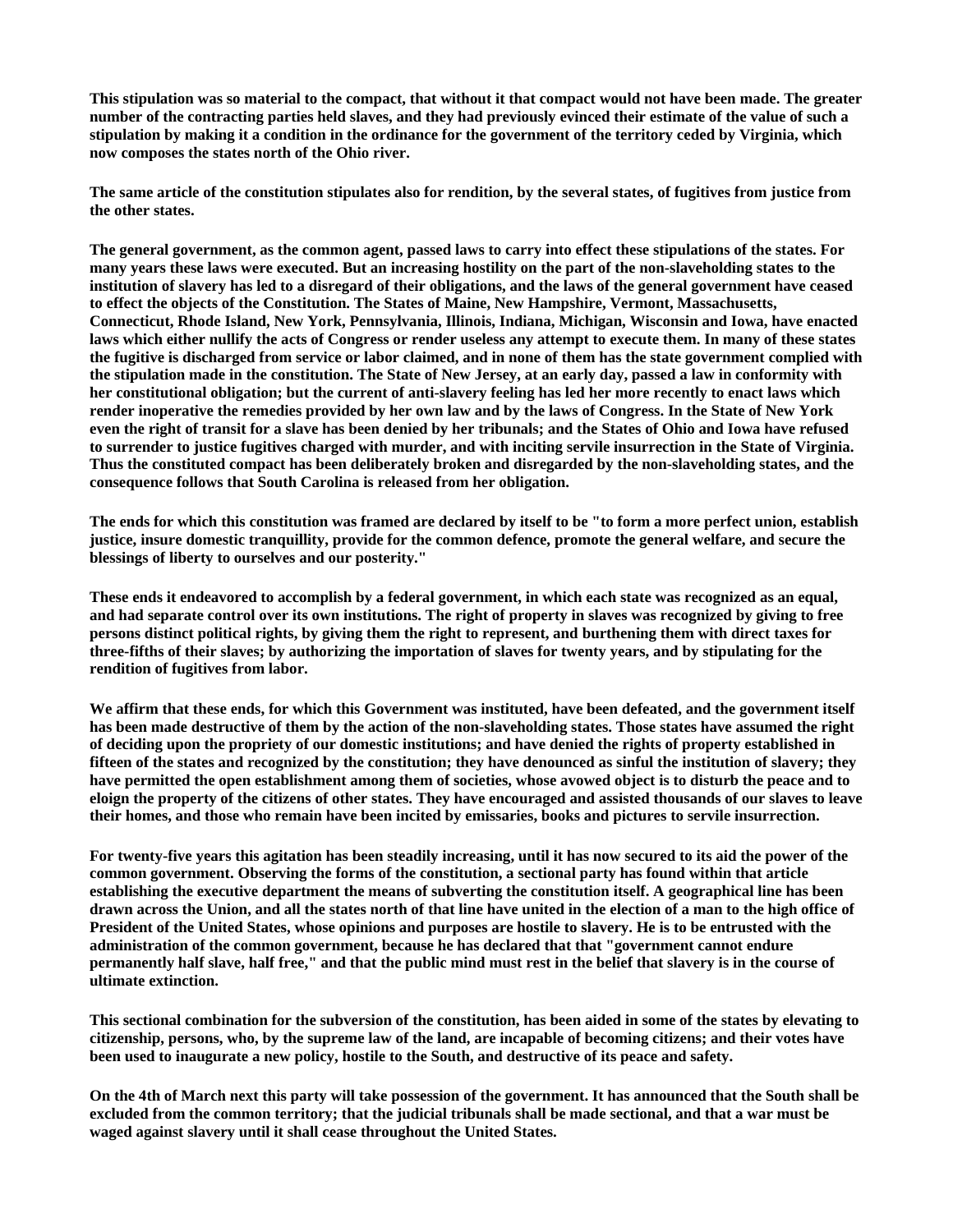**This stipulation was so material to the compact, that without it that compact would not have been made. The greater number of the contracting parties held slaves, and they had previously evinced their estimate of the value of such a stipulation by making it a condition in the ordinance for the government of the territory ceded by Virginia, which now composes the states north of the Ohio river.**

**The same article of the constitution stipulates also for rendition, by the several states, of fugitives from justice from the other states.**

**The general government, as the common agent, passed laws to carry into effect these stipulations of the states. For many years these laws were executed. But an increasing hostility on the part of the non-slaveholding states to the institution of slavery has led to a disregard of their obligations, and the laws of the general government have ceased to effect the objects of the Constitution. The States of Maine, New Hampshire, Vermont, Massachusetts, Connecticut, Rhode Island, New York, Pennsylvania, Illinois, Indiana, Michigan, Wisconsin and Iowa, have enacted laws which either nullify the acts of Congress or render useless any attempt to execute them. In many of these states the fugitive is discharged from service or labor claimed, and in none of them has the state government complied with the stipulation made in the constitution. The State of New Jersey, at an early day, passed a law in conformity with her constitutional obligation; but the current of anti-slavery feeling has led her more recently to enact laws which render inoperative the remedies provided by her own law and by the laws of Congress. In the State of New York even the right of transit for a slave has been denied by her tribunals; and the States of Ohio and Iowa have refused to surrender to justice fugitives charged with murder, and with inciting servile insurrection in the State of Virginia. Thus the constituted compact has been deliberately broken and disregarded by the non-slaveholding states, and the consequence follows that South Carolina is released from her obligation.**

**The ends for which this constitution was framed are declared by itself to be "to form a more perfect union, establish justice, insure domestic tranquillity, provide for the common defence, promote the general welfare, and secure the blessings of liberty to ourselves and our posterity."**

**These ends it endeavored to accomplish by a federal government, in which each state was recognized as an equal, and had separate control over its own institutions. The right of property in slaves was recognized by giving to free persons distinct political rights, by giving them the right to represent, and burthening them with direct taxes for three-fifths of their slaves; by authorizing the importation of slaves for twenty years, and by stipulating for the rendition of fugitives from labor.**

**We affirm that these ends, for which this Government was instituted, have been defeated, and the government itself has been made destructive of them by the action of the non-slaveholding states. Those states have assumed the right of deciding upon the propriety of our domestic institutions; and have denied the rights of property established in fifteen of the states and recognized by the constitution; they have denounced as sinful the institution of slavery; they have permitted the open establishment among them of societies, whose avowed object is to disturb the peace and to eloign the property of the citizens of other states. They have encouraged and assisted thousands of our slaves to leave their homes, and those who remain have been incited by emissaries, books and pictures to servile insurrection.**

**For twenty-five years this agitation has been steadily increasing, until it has now secured to its aid the power of the common government. Observing the forms of the constitution, a sectional party has found within that article establishing the executive department the means of subverting the constitution itself. A geographical line has been drawn across the Union, and all the states north of that line have united in the election of a man to the high office of President of the United States, whose opinions and purposes are hostile to slavery. He is to be entrusted with the administration of the common government, because he has declared that that "government cannot endure permanently half slave, half free," and that the public mind must rest in the belief that slavery is in the course of ultimate extinction.**

**This sectional combination for the subversion of the constitution, has been aided in some of the states by elevating to citizenship, persons, who, by the supreme law of the land, are incapable of becoming citizens; and their votes have been used to inaugurate a new policy, hostile to the South, and destructive of its peace and safety.**

**On the 4th of March next this party will take possession of the government. It has announced that the South shall be excluded from the common territory; that the judicial tribunals shall be made sectional, and that a war must be waged against slavery until it shall cease throughout the United States.**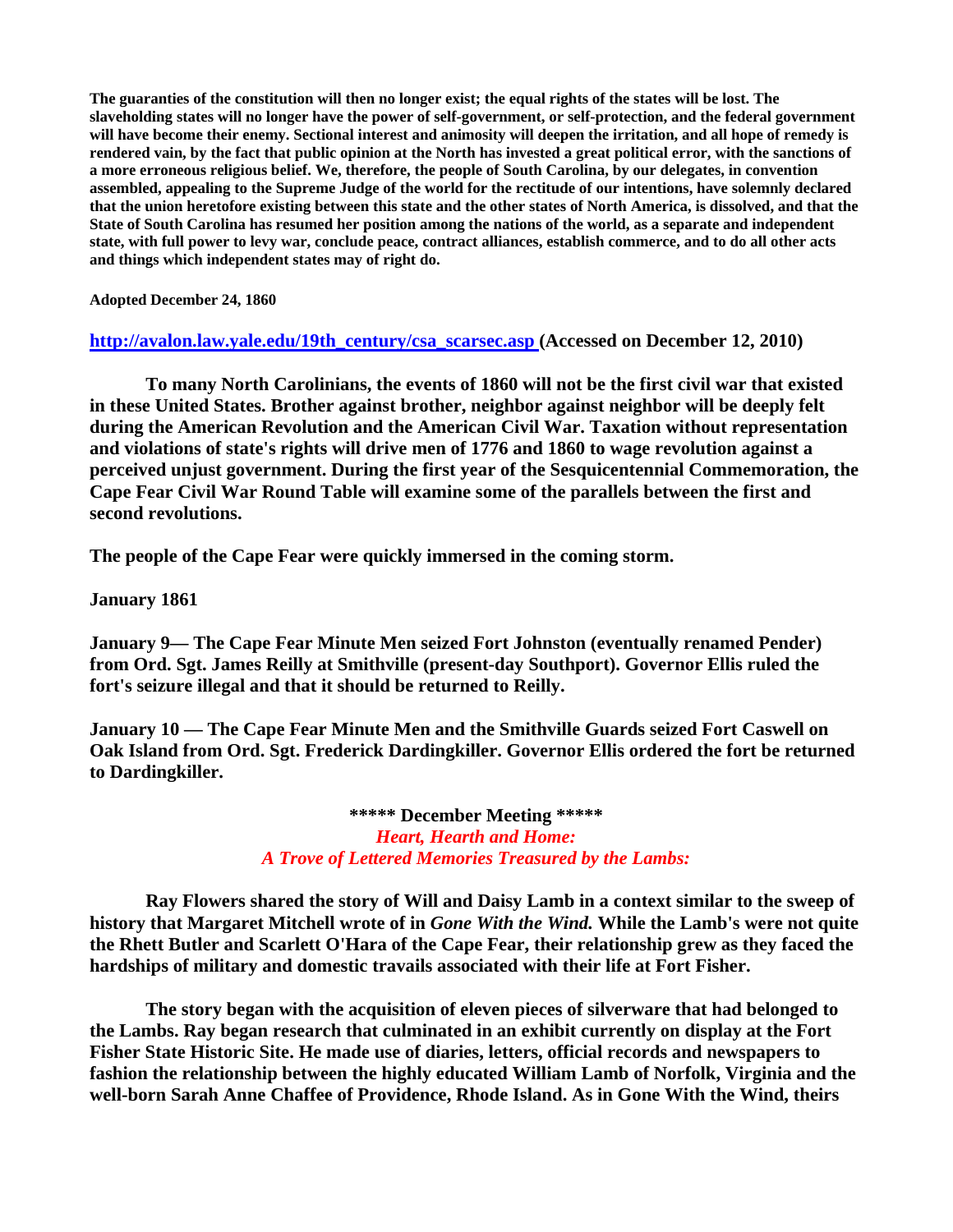**The guaranties of the constitution will then no longer exist; the equal rights of the states will be lost. The slaveholding states will no longer have the power of self-government, or self-protection, and the federal government will have become their enemy. Sectional interest and animosity will deepen the irritation, and all hope of remedy is rendered vain, by the fact that public opinion at the North has invested a great political error, with the sanctions of a more erroneous religious belief. We, therefore, the people of South Carolina, by our delegates, in convention assembled, appealing to the Supreme Judge of the world for the rectitude of our intentions, have solemnly declared that the union heretofore existing between this state and the other states of North America, is dissolved, and that the State of South Carolina has resumed her position among the nations of the world, as a separate and independent state, with full power to levy war, conclude peace, contract alliances, establish commerce, and to do all other acts and things which independent states may of right do.**

**Adopted December 24, 1860**

**[http://avalon.law.yale.edu/19th_century/csa_scarsec.asp](http://avalon.law.yale.edu/19th_century/csa_scarsec.asp) (Accessed on December 12, 2010)**

**To many North Carolinians, the events of 1860 will not be the first civil war that existed in these United States. Brother against brother, neighbor against neighbor will be deeply felt during the American Revolution and the American Civil War. Taxation without representation and violations of state's rights will drive men of 1776 and 1860 to wage revolution against a perceived unjust government. During the first year of the Sesquicentennial Commemoration, the Cape Fear Civil War Round Table will examine some of the parallels between the first and second revolutions.**

**The people of the Cape Fear were quickly immersed in the coming storm.**

**January 1861**

**January 9— The Cape Fear Minute Men seized Fort Johnston (eventually renamed Pender) from Ord. Sgt. James Reilly at Smithville (present-day Southport). Governor Ellis ruled the fort's seizure illegal and that it should be returned to Reilly.**

**January 10 — The Cape Fear Minute Men and the Smithville Guards seized Fort Caswell on Oak Island from Ord. Sgt. Frederick Dardingkiller. Governor Ellis ordered the fort be returned to Dardingkiller.**

## ***** December Meeting *****

***Heart, Hearth and Home:***
***A Trove of Lettered Memories Treasured by the Lambs:***

**Ray Flowers shared the story of Will and Daisy Lamb in a context similar to the sweep of history that Margaret Mitchell wrote of in *Gone With the Wind.* While the Lamb's were not quite the Rhett Butler and Scarlett O'Hara of the Cape Fear, their relationship grew as they faced the hardships of military and domestic travails associated with their life at Fort Fisher.**

**The story began with the acquisition of eleven pieces of silverware that had belonged to the Lambs. Ray began research that culminated in an exhibit currently on display at the Fort Fisher State Historic Site. He made use of diaries, letters, official records and newspapers to fashion the relationship between the highly educated William Lamb of Norfolk, Virginia and the well-born Sarah Anne Chaffee of Providence, Rhode Island. As in Gone With the Wind, theirs**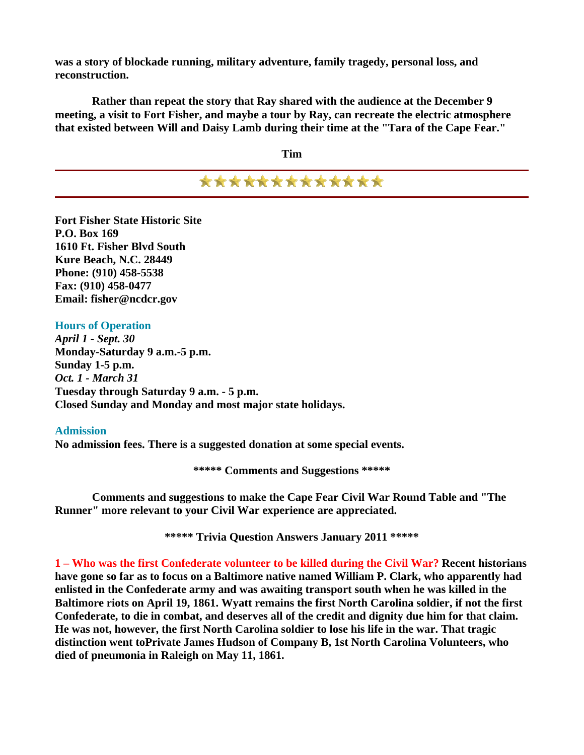**was a story of blockade running, military adventure, family tragedy, personal loss, and reconstruction.**

**Rather than repeat the story that Ray shared with the audience at the December 9 meeting, a visit to Fort Fisher, and maybe a tour by Ray, can recreate the electric atmosphere that existed between Will and Daisy Lamb during their time at the "Tara of the Cape Fear."**

**Tim**

---

---

**Fort Fisher State Historic Site**
**P.O. Box 169**
**1610 Ft. Fisher Blvd South**
**Kure Beach, N.C. 28449**
**Phone: (910) 458-5538**
**Fax: (910) 458-0477**
**Email: fisher@ncdcr.gov**

**Hours of Operation**
***April 1 - Sept. 30***
**Monday-Saturday 9 a.m.-5 p.m.**
**Sunday 1-5 p.m.**
***Oct. 1 - March 31***
**Tuesday through Saturday 9 a.m. - 5 p.m.**
**Closed Sunday and Monday and most major state holidays.**

**Admission**
**No admission fees. There is a suggested donation at some special events.**

**\*\*\*\*\* Comments and Suggestions \*\*\*\*\***

**Comments and suggestions to make the Cape Fear Civil War Round Table and "The Runner" more relevant to your Civil War experience are appreciated.**

**\*\*\*\*\* Trivia Question Answers January 2011 \*\*\*\*\***

**1 – Who was the first Confederate volunteer to be killed during the Civil War? Recent historians have gone so far as to focus on a Baltimore native named William P. Clark, who apparently had enlisted in the Confederate army and was awaiting transport south when he was killed in the Baltimore riots on April 19, 1861. Wyatt remains the first North Carolina soldier, if not the first Confederate, to die in combat, and deserves all of the credit and dignity due him for that claim. He was not, however, the first North Carolina soldier to lose his life in the war. That tragic distinction went toPrivate James Hudson of Company B, 1st North Carolina Volunteers, who died of pneumonia in Raleigh on May 11, 1861.**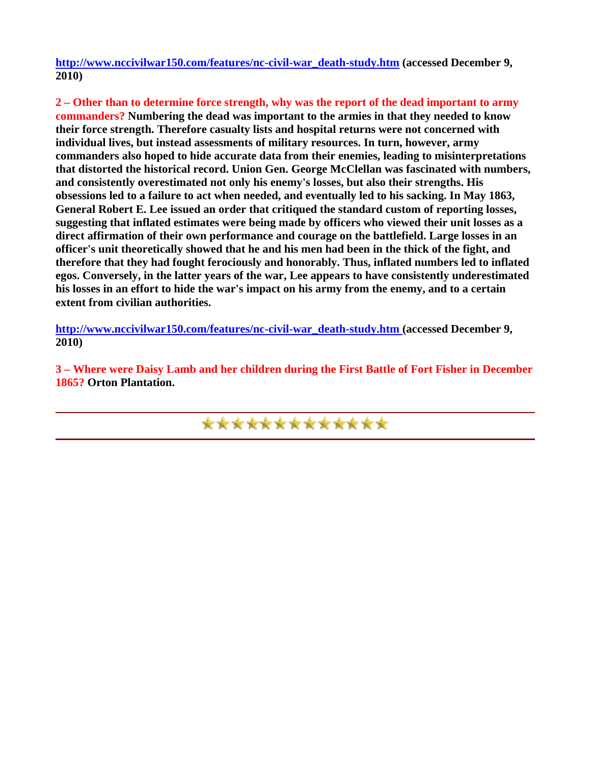http://www.nccivilwar150.com/features/nc-civil-war_death-study.htm (accessed December 9, 2010)

**2 – Other than to determine force strength, why was the report of the dead important to army commanders? Numbering the dead was important to the armies in that they needed to know their force strength. Therefore casualty lists and hospital returns were not concerned with individual lives, but instead assessments of military resources. In turn, however, army commanders also hoped to hide accurate data from their enemies, leading to misinterpretations that distorted the historical record. Union Gen. George McClellan was fascinated with numbers, and consistently overestimated not only his enemy's losses, but also their strengths. His obsessions led to a failure to act when needed, and eventually led to his sacking. In May 1863, General Robert E. Lee issued an order that critiqued the standard custom of reporting losses, suggesting that inflated estimates were being made by officers who viewed their unit losses as a direct affirmation of their own performance and courage on the battlefield. Large losses in an officer's unit theoretically showed that he and his men had been in the thick of the fight, and therefore that they had fought ferociously and honorably. Thus, inflated numbers led to inflated egos. Conversely, in the latter years of the war, Lee appears to have consistently underestimated his losses in an effort to hide the war's impact on his army from the enemy, and to a certain extent from civilian authorities.**

http://www.nccivilwar150.com/features/nc-civil-war_death-study.htm (accessed December 9, 2010)

**3 – Where were Daisy Lamb and her children during the First Battle of Fort Fisher in December 1865? Orton Plantation.**

---